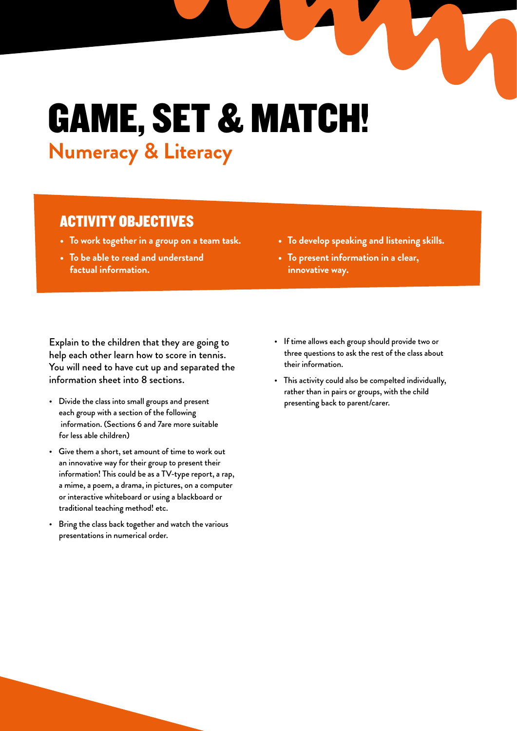# GAME, SET & MATCH!

## Numeracy & Literacy

### ACTIVITY OBJECTIVES

- **To work together in a group on a team task.**
- **To be able to read and understand factual information.**
- **To develop speaking and listening skills.**
- **To present information in a clear, innovative way.**

Explain to the children that they are going to help each other learn how to score in tennis. You will need to have cut up and separated the information sheet into 8 sections.

- Divide the class into small groups and present each group with a section of the following information. (Sections 6 and 7are more suitable for less able children)
- Give them a short, set amount of time to work out an innovative way for their group to present their information! This could be as a TV-type report, a rap, a mime, a poem, a drama, in pictures, on a computer or interactive whiteboard or using a blackboard or traditional teaching method! etc.
- Bring the class back together and watch the various presentations in numerical order.
- If time allows each group should provide two or three questions to ask the rest of the class about their information.
- This activity could also be compelted individually, rather than in pairs or groups, with the child presenting back to parent/carer.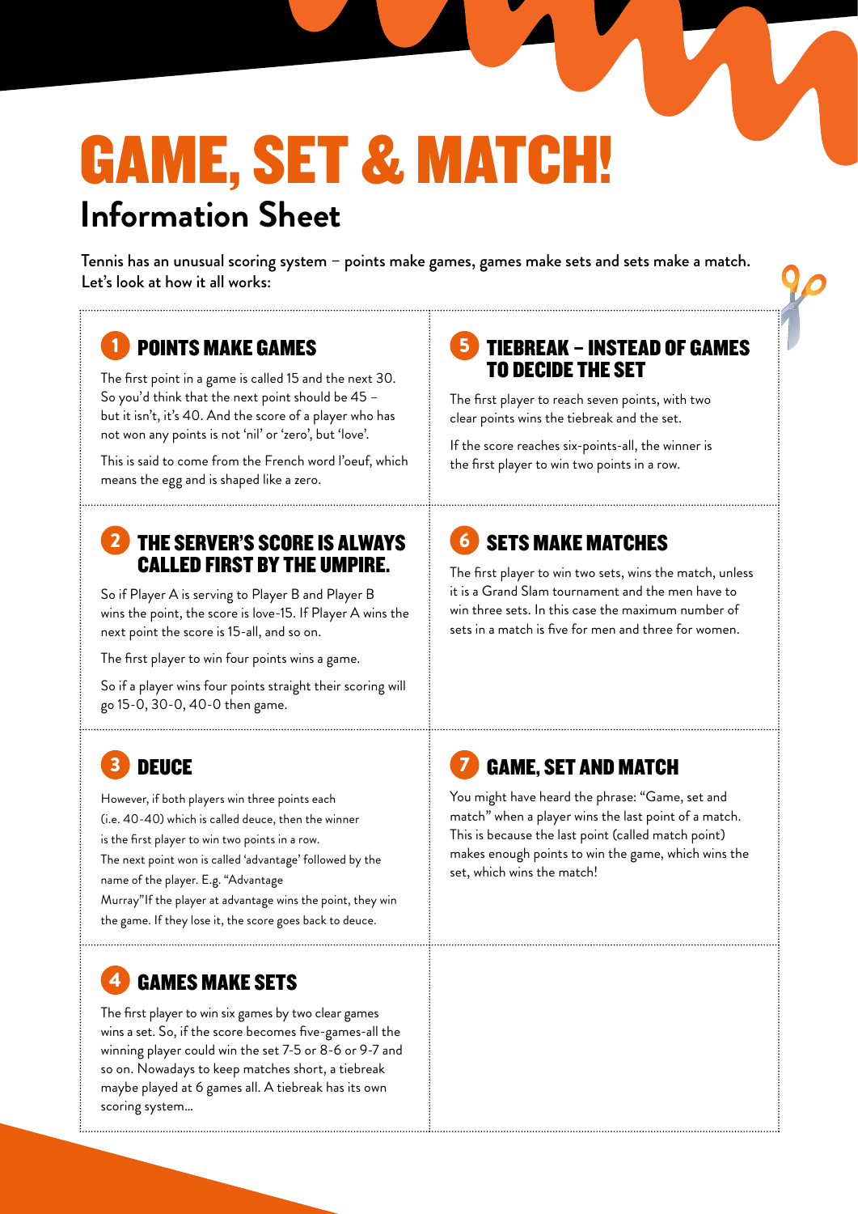# GAME, SET & MATCH!

## Information Sheet

Tennis has an unusual scoring system – points make games, games make sets and sets make a match. Let's look at how it all works:

### 1 POINTS MAKE GAMES

The first point in a game is called 15 and the next 30. So you'd think that the next point should be 45 – but it isn't, it's 40. And the score of a player who has not won any points is not 'nil' or 'zero', but 'love'.

This is said to come from the French word l'oeuf, which means the egg and is shaped like a zero.

### 2 THE SERVER'S SCORE IS ALWAYS CALLED FIRST BY THE UMPIRE.

So if Player A is serving to Player B and Player B wins the point, the score is love-15. If Player A wins the next point the score is 15-all, and so on.

The first player to win four points wins a game.

So if a player wins four points straight their scoring will go 15-0, 30-0, 40-0 then game.

### 3 DEUCE

However, if both players win three points each (i.e. 40-40) which is called deuce, then the winner is the first player to win two points in a row.
The next point won is called 'advantage' followed by the name of the player. E.g. "Advantage Murray"If the player at advantage wins the point, they win the game. If they lose it, the score goes back to deuce.

### 4 GAMES MAKE SETS

The first player to win six games by two clear games wins a set. So, if the score becomes five-games-all the winning player could win the set 7-5 or 8-6 or 9-7 and so on. Nowadays to keep matches short, a tiebreak maybe played at 6 games all. A tiebreak has its own scoring system...

### 5 TIEBREAK – INSTEAD OF GAMES TO DECIDE THE SET

The first player to reach seven points, with two clear points wins the tiebreak and the set.

If the score reaches six-points-all, the winner is the first player to win two points in a row.

### 6 SETS MAKE MATCHES

The first player to win two sets, wins the match, unless it is a Grand Slam tournament and the men have to win three sets. In this case the maximum number of sets in a match is five for men and three for women.

### 7 GAME, SET AND MATCH

You might have heard the phrase: "Game, set and match" when a player wins the last point of a match. This is because the last point (called match point) makes enough points to win the game, which wins the set, which wins the match!